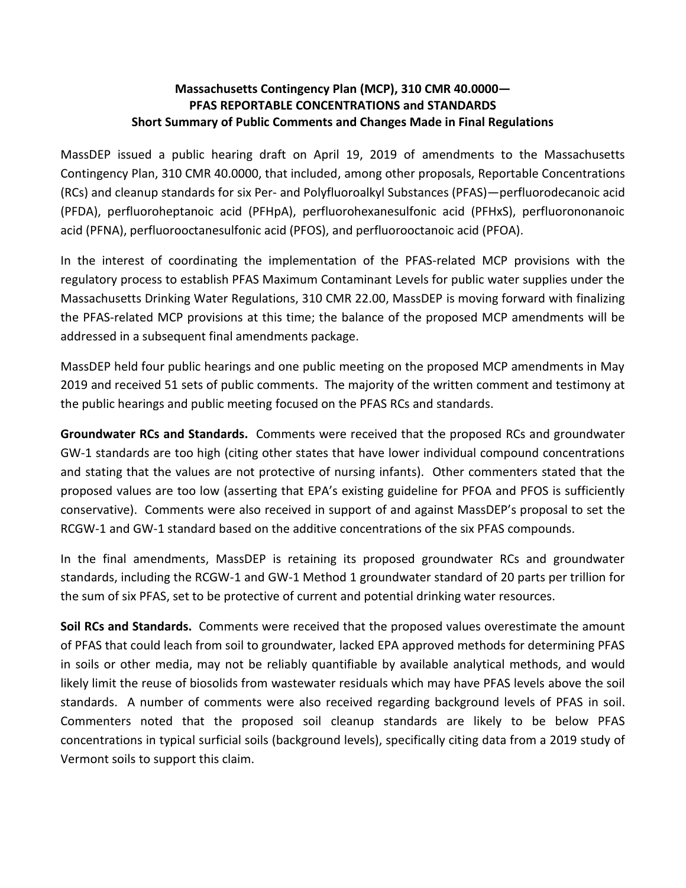**Massachusetts Contingency Plan (MCP), 310 CMR 40.0000—**
**PFAS REPORTABLE CONCENTRATIONS and STANDARDS**
**Short Summary of Public Comments and Changes Made in Final Regulations**

MassDEP issued a public hearing draft on April 19, 2019 of amendments to the Massachusetts Contingency Plan, 310 CMR 40.0000, that included, among other proposals, Reportable Concentrations (RCs) and cleanup standards for six Per- and Polyfluoroalkyl Substances (PFAS)—perfluorodecanoic acid (PFDA), perfluoroheptanoic acid (PFHpA), perfluorohexanesulfonic acid (PFHxS), perfluorononanoic acid (PFNA), perfluorooctanesulfonic acid (PFOS), and perfluorooctanoic acid (PFOA).

In the interest of coordinating the implementation of the PFAS-related MCP provisions with the regulatory process to establish PFAS Maximum Contaminant Levels for public water supplies under the Massachusetts Drinking Water Regulations, 310 CMR 22.00, MassDEP is moving forward with finalizing the PFAS-related MCP provisions at this time; the balance of the proposed MCP amendments will be addressed in a subsequent final amendments package.

MassDEP held four public hearings and one public meeting on the proposed MCP amendments in May 2019 and received 51 sets of public comments. The majority of the written comment and testimony at the public hearings and public meeting focused on the PFAS RCs and standards.

**Groundwater RCs and Standards.** Comments were received that the proposed RCs and groundwater GW-1 standards are too high (citing other states that have lower individual compound concentrations and stating that the values are not protective of nursing infants). Other commenters stated that the proposed values are too low (asserting that EPA's existing guideline for PFOA and PFOS is sufficiently conservative). Comments were also received in support of and against MassDEP's proposal to set the RCGW-1 and GW-1 standard based on the additive concentrations of the six PFAS compounds.

In the final amendments, MassDEP is retaining its proposed groundwater RCs and groundwater standards, including the RCGW-1 and GW-1 Method 1 groundwater standard of 20 parts per trillion for the sum of six PFAS, set to be protective of current and potential drinking water resources.

**Soil RCs and Standards.** Comments were received that the proposed values overestimate the amount of PFAS that could leach from soil to groundwater, lacked EPA approved methods for determining PFAS in soils or other media, may not be reliably quantifiable by available analytical methods, and would likely limit the reuse of biosolids from wastewater residuals which may have PFAS levels above the soil standards. A number of comments were also received regarding background levels of PFAS in soil. Commenters noted that the proposed soil cleanup standards are likely to be below PFAS concentrations in typical surficial soils (background levels), specifically citing data from a 2019 study of Vermont soils to support this claim.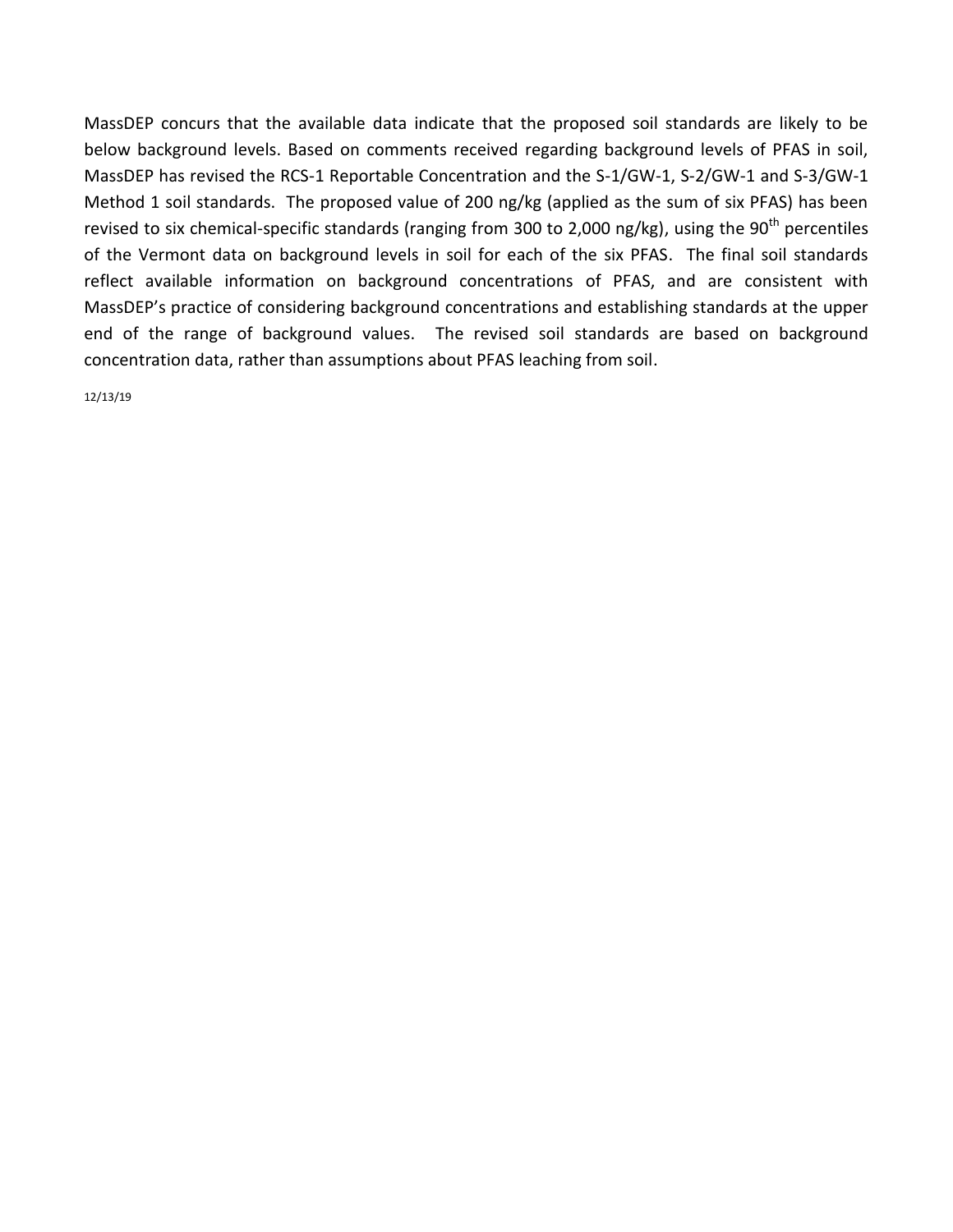MassDEP concurs that the available data indicate that the proposed soil standards are likely to be below background levels. Based on comments received regarding background levels of PFAS in soil, MassDEP has revised the RCS-1 Reportable Concentration and the S-1/GW-1, S-2/GW-1 and S-3/GW-1 Method 1 soil standards. The proposed value of 200 ng/kg (applied as the sum of six PFAS) has been revised to six chemical-specific standards (ranging from 300 to 2,000 ng/kg), using the 90th percentiles of the Vermont data on background levels in soil for each of the six PFAS. The final soil standards reflect available information on background concentrations of PFAS, and are consistent with MassDEP's practice of considering background concentrations and establishing standards at the upper end of the range of background values. The revised soil standards are based on background concentration data, rather than assumptions about PFAS leaching from soil.

12/13/19